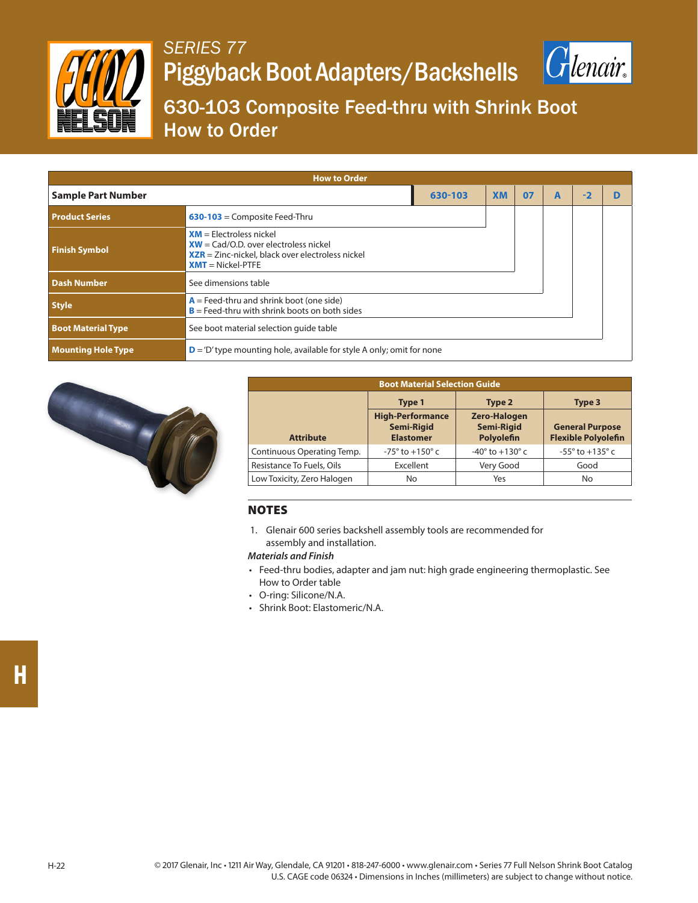# SERIES 77

# Piggyback Boot Adapters/Backshells

## 630-103 Composite Feed-thru with Shrink Boot How to Order

**How to Order**

| Sample Part Number | 630-103 | XM | 07 | A | -2 | D |
|---|---|---|---|---|---|---|
| **Product Series** | 630-103 = Composite Feed-Thru | | | | | |
| **Finish Symbol** | XM = Electroless nickel<br>XW = Cad/O.D. over electroless nickel<br>XZR = Zinc-nickel, black over electroless nickel<br>XMT = Nickel-PTFE | | | | | |
| **Dash Number** | See dimensions table | | | | | |
| **Style** | A = Feed-thru and shrink boot (one side)<br>B = Feed-thru with shrink boots on both sides | | | | | |
| **Boot Material Type** | See boot material selection guide table | | | | | |
| **Mounting Hole Type** | D = 'D' type mounting hole, available for style A only; omit for none | | | | | |

**Boot Material Selection Guide**

| Attribute | Type 1<br>High-Performance Semi-Rigid Elastomer | Type 2<br>Zero-Halogen Semi-Rigid Polyolefin | Type 3<br>General Purpose Flexible Polyolefin |
|---|---|---|---|
| Continuous Operating Temp. | -75° to +150° c | -40° to +130° c | -55° to +135° c |
| Resistance To Fuels, Oils | Excellent | Very Good | Good |
| Low Toxicity, Zero Halogen | No | Yes | No |

## NOTES

1. Glenair 600 series backshell assembly tools are recommended for assembly and installation.

*Materials and Finish*

- Feed-thru bodies, adapter and jam nut: high grade engineering thermoplastic. See How to Order table
- O-ring: Silicone/N.A.
- Shrink Boot: Elastomeric/N.A.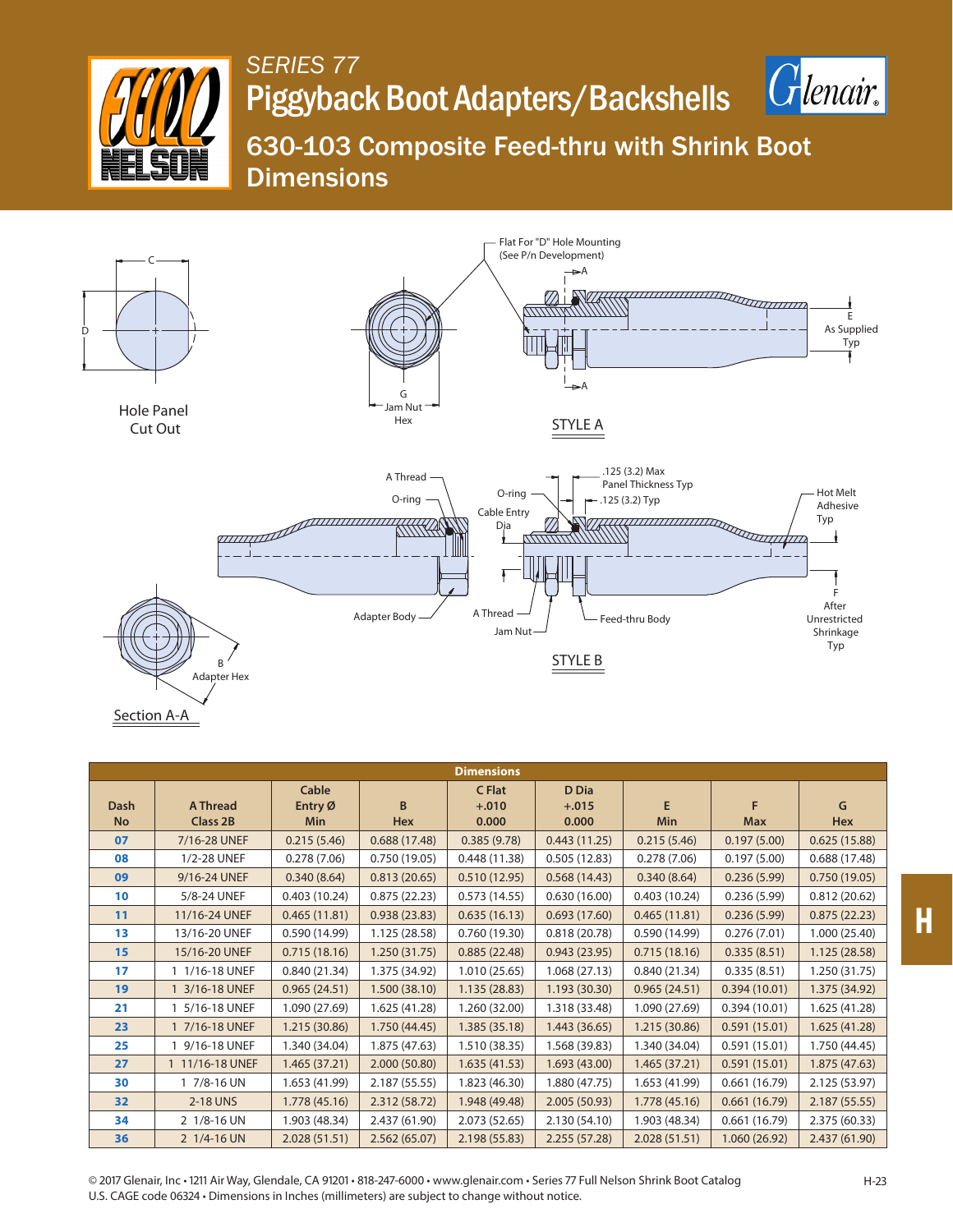# SERIES 77

# Piggyback Boot Adapters/Backshells

## 630-103 Composite Feed-thru with Shrink Boot Dimensions

C

D

Hole Panel Cut Out

G Jam Nut Hex

Flat For "D" Hole Mounting (See P/n Development)

A

A

E As Supplied Typ

STYLE A

A Thread

O-ring

O-ring

Cable Entry Dia

.125 (3.2) Max Panel Thickness Typ

.125 (3.2) Typ

Hot Melt Adhesive Typ

F After Unrestricted Shrinkage Typ

Adapter Body

A Thread

Jam Nut

Feed-thru Body

STYLE B

B Adapter Hex

Section A-A

| Dimensions | | | | | | | | |
|---|---|---|---|---|---|---|---|---|
| Dash No | A Thread Class 2B | Cable Entry Ø Min | B Hex | C Flat +.010 0.000 | D Dia +.015 0.000 | E Min | F Max | G Hex |
| 07 | 7/16-28 UNEF | 0.215 (5.46) | 0.688 (17.48) | 0.385 (9.78) | 0.443 (11.25) | 0.215 (5.46) | 0.197 (5.00) | 0.625 (15.88) |
| 08 | 1/2-28 UNEF | 0.278 (7.06) | 0.750 (19.05) | 0.448 (11.38) | 0.505 (12.83) | 0.278 (7.06) | 0.197 (5.00) | 0.688 (17.48) |
| 09 | 9/16-24 UNEF | 0.340 (8.64) | 0.813 (20.65) | 0.510 (12.95) | 0.568 (14.43) | 0.340 (8.64) | 0.236 (5.99) | 0.750 (19.05) |
| 10 | 5/8-24 UNEF | 0.403 (10.24) | 0.875 (22.23) | 0.573 (14.55) | 0.630 (16.00) | 0.403 (10.24) | 0.236 (5.99) | 0.812 (20.62) |
| 11 | 11/16-24 UNEF | 0.465 (11.81) | 0.938 (23.83) | 0.635 (16.13) | 0.693 (17.60) | 0.465 (11.81) | 0.236 (5.99) | 0.875 (22.23) |
| 13 | 13/16-20 UNEF | 0.590 (14.99) | 1.125 (28.58) | 0.760 (19.30) | 0.818 (20.78) | 0.590 (14.99) | 0.276 (7.01) | 1.000 (25.40) |
| 15 | 15/16-20 UNEF | 0.715 (18.16) | 1.250 (31.75) | 0.885 (22.48) | 0.943 (23.95) | 0.715 (18.16) | 0.335 (8.51) | 1.125 (28.58) |
| 17 | 1 1/16-18 UNEF | 0.840 (21.34) | 1.375 (34.92) | 1.010 (25.65) | 1.068 (27.13) | 0.840 (21.34) | 0.335 (8.51) | 1.250 (31.75) |
| 19 | 1 3/16-18 UNEF | 0.965 (24.51) | 1.500 (38.10) | 1.135 (28.83) | 1.193 (30.30) | 0.965 (24.51) | 0.394 (10.01) | 1.375 (34.92) |
| 21 | 1 5/16-18 UNEF | 1.090 (27.69) | 1.625 (41.28) | 1.260 (32.00) | 1.318 (33.48) | 1.090 (27.69) | 0.394 (10.01) | 1.625 (41.28) |
| 23 | 1 7/16-18 UNEF | 1.215 (30.86) | 1.750 (44.45) | 1.385 (35.18) | 1.443 (36.65) | 1.215 (30.86) | 0.591 (15.01) | 1.625 (41.28) |
| 25 | 1 9/16-18 UNEF | 1.340 (34.04) | 1.875 (47.63) | 1.510 (38.35) | 1.568 (39.83) | 1.340 (34.04) | 0.591 (15.01) | 1.750 (44.45) |
| 27 | 1 11/16-18 UNEF | 1.465 (37.21) | 2.000 (50.80) | 1.635 (41.53) | 1.693 (43.00) | 1.465 (37.21) | 0.591 (15.01) | 1.875 (47.63) |
| 30 | 1 7/8-16 UN | 1.653 (41.99) | 2.187 (55.55) | 1.823 (46.30) | 1.880 (47.75) | 1.653 (41.99) | 0.661 (16.79) | 2.125 (53.97) |
| 32 | 2-18 UNS | 1.778 (45.16) | 2.312 (58.72) | 1.948 (49.48) | 2.005 (50.93) | 1.778 (45.16) | 0.661 (16.79) | 2.187 (55.55) |
| 34 | 2 1/8-16 UN | 1.903 (48.34) | 2.437 (61.90) | 2.073 (52.65) | 2.130 (54.10) | 1.903 (48.34) | 0.661 (16.79) | 2.375 (60.33) |
| 36 | 2 1/4-16 UN | 2.028 (51.51) | 2.562 (65.07) | 2.198 (55.83) | 2.255 (57.28) | 2.028 (51.51) | 1.060 (26.92) | 2.437 (61.90) |

H

© 2017 Glenair, Inc • 1211 Air Way, Glendale, CA 91201 • 818-247-6000 • www.glenair.com • Series 77 Full Nelson Shrink Boot Catalog
U.S. CAGE code 06324 • Dimensions in Inches (millimeters) are subject to change without notice.